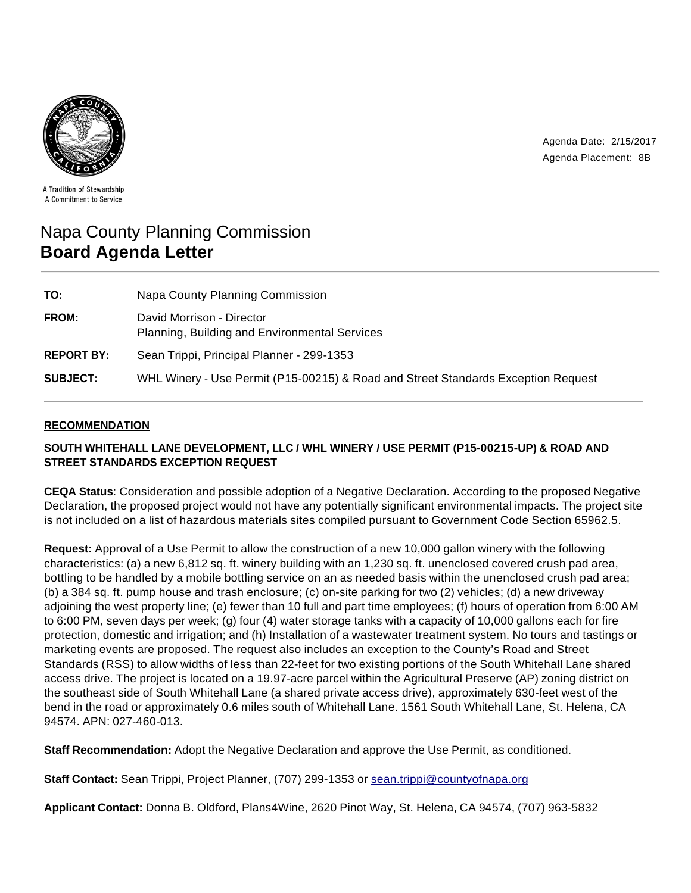A Tradition of Stewardship
A Commitment to Service

Agenda Date: 2/15/2017
Agenda Placement: 8B

# Napa County Planning Commission
# **Board Agenda Letter**

| | |
|---|---|
| **TO:** | Napa County Planning Commission |
| **FROM:** | David Morrison - Director<br>Planning, Building and Environmental Services |
| **REPORT BY:** | Sean Trippi, Principal Planner - 299-1353 |
| **SUBJECT:** | WHL Winery - Use Permit (P15-00215) & Road and Street Standards Exception Request |

## RECOMMENDATION

**SOUTH WHITEHALL LANE DEVELOPMENT, LLC / WHL WINERY / USE PERMIT (P15-00215-UP) & ROAD AND STREET STANDARDS EXCEPTION REQUEST**

**CEQA Status**: Consideration and possible adoption of a Negative Declaration. According to the proposed Negative Declaration, the proposed project would not have any potentially significant environmental impacts. The project site is not included on a list of hazardous materials sites compiled pursuant to Government Code Section 65962.5.

**Request:** Approval of a Use Permit to allow the construction of a new 10,000 gallon winery with the following characteristics: (a) a new 6,812 sq. ft. winery building with an 1,230 sq. ft. unenclosed covered crush pad area, bottling to be handled by a mobile bottling service on an as needed basis within the unenclosed crush pad area; (b) a 384 sq. ft. pump house and trash enclosure; (c) on-site parking for two (2) vehicles; (d) a new driveway adjoining the west property line; (e) fewer than 10 full and part time employees; (f) hours of operation from 6:00 AM to 6:00 PM, seven days per week; (g) four (4) water storage tanks with a capacity of 10,000 gallons each for fire protection, domestic and irrigation; and (h) Installation of a wastewater treatment system. No tours and tastings or marketing events are proposed. The request also includes an exception to the County's Road and Street Standards (RSS) to allow widths of less than 22-feet for two existing portions of the South Whitehall Lane shared access drive. The project is located on a 19.97-acre parcel within the Agricultural Preserve (AP) zoning district on the southeast side of South Whitehall Lane (a shared private access drive), approximately 630-feet west of the bend in the road or approximately 0.6 miles south of Whitehall Lane. 1561 South Whitehall Lane, St. Helena, CA 94574. APN: 027-460-013.

**Staff Recommendation:** Adopt the Negative Declaration and approve the Use Permit, as conditioned.

**Staff Contact:** Sean Trippi, Project Planner, (707) 299-1353 or sean.trippi@countyofnapa.org

**Applicant Contact:** Donna B. Oldford, Plans4Wine, 2620 Pinot Way, St. Helena, CA 94574, (707) 963-5832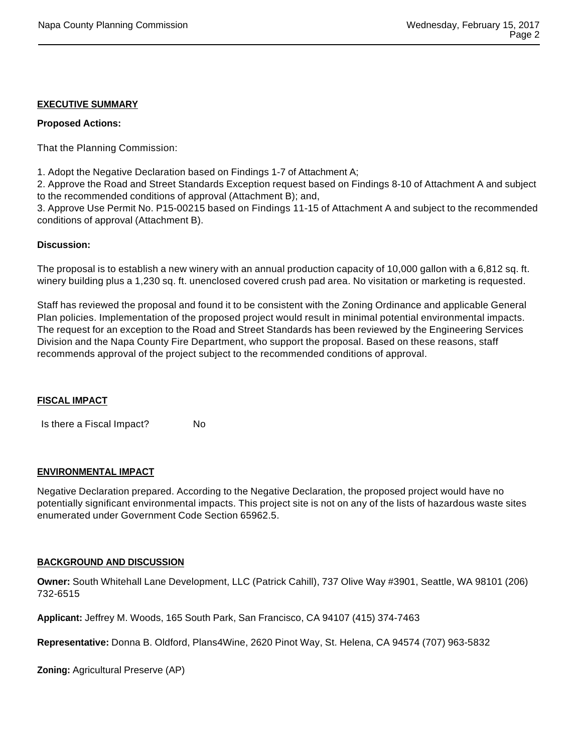## EXECUTIVE SUMMARY

**Proposed Actions:**

That the Planning Commission:

1. Adopt the Negative Declaration based on Findings 1-7 of Attachment A;
2. Approve the Road and Street Standards Exception request based on Findings 8-10 of Attachment A and subject to the recommended conditions of approval (Attachment B); and,
3. Approve Use Permit No. P15-00215 based on Findings 11-15 of Attachment A and subject to the recommended conditions of approval (Attachment B).

**Discussion:**

The proposal is to establish a new winery with an annual production capacity of 10,000 gallon with a 6,812 sq. ft. winery building plus a 1,230 sq. ft. unenclosed covered crush pad area. No visitation or marketing is requested.

Staff has reviewed the proposal and found it to be consistent with the Zoning Ordinance and applicable General Plan policies. Implementation of the proposed project would result in minimal potential environmental impacts. The request for an exception to the Road and Street Standards has been reviewed by the Engineering Services Division and the Napa County Fire Department, who support the proposal. Based on these reasons, staff recommends approval of the project subject to the recommended conditions of approval.

## FISCAL IMPACT

Is there a Fiscal Impact? No

## ENVIRONMENTAL IMPACT

Negative Declaration prepared. According to the Negative Declaration, the proposed project would have no potentially significant environmental impacts. This project site is not on any of the lists of hazardous waste sites enumerated under Government Code Section 65962.5.

## BACKGROUND AND DISCUSSION

**Owner:** South Whitehall Lane Development, LLC (Patrick Cahill), 737 Olive Way #3901, Seattle, WA 98101 (206) 732-6515

**Applicant:** Jeffrey M. Woods, 165 South Park, San Francisco, CA 94107 (415) 374-7463

**Representative:** Donna B. Oldford, Plans4Wine, 2620 Pinot Way, St. Helena, CA 94574 (707) 963-5832

**Zoning:** Agricultural Preserve (AP)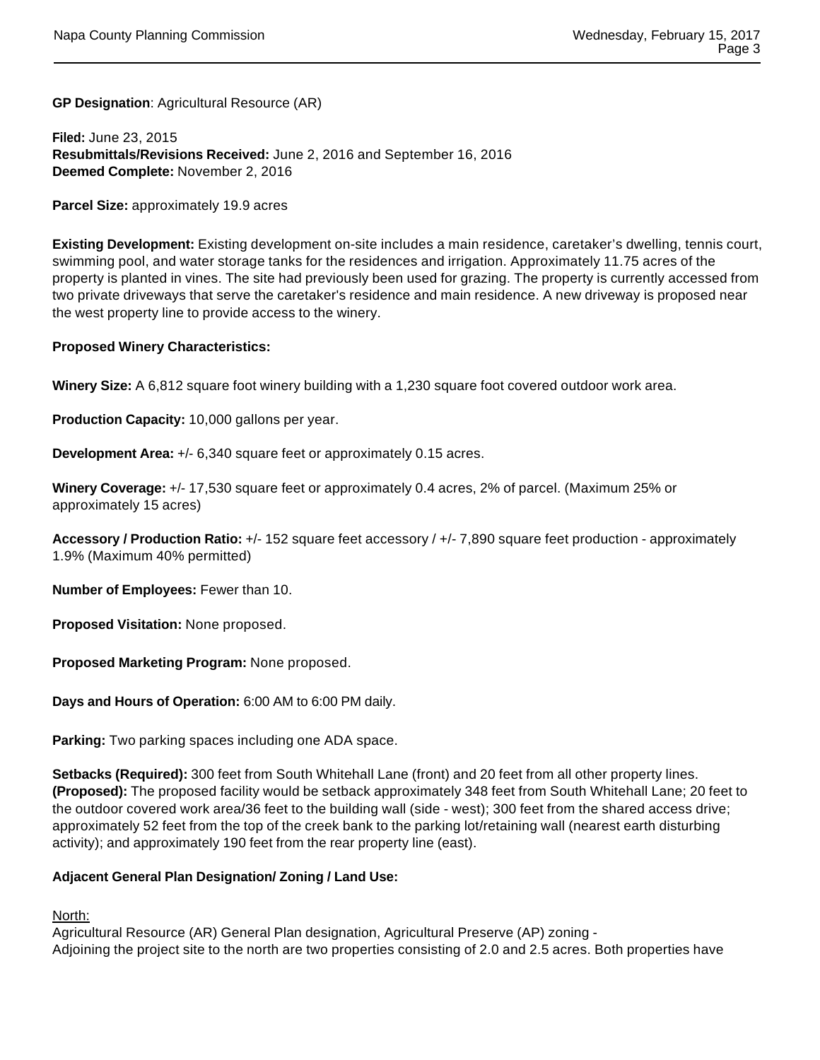**GP Designation**: Agricultural Resource (AR)

**Filed:** June 23, 2015
**Resubmittals/Revisions Received:** June 2, 2016 and September 16, 2016
**Deemed Complete:** November 2, 2016

**Parcel Size:** approximately 19.9 acres

**Existing Development:** Existing development on-site includes a main residence, caretaker's dwelling, tennis court, swimming pool, and water storage tanks for the residences and irrigation. Approximately 11.75 acres of the property is planted in vines. The site had previously been used for grazing. The property is currently accessed from two private driveways that serve the caretaker's residence and main residence. A new driveway is proposed near the west property line to provide access to the winery.

**Proposed Winery Characteristics:**

**Winery Size:** A 6,812 square foot winery building with a 1,230 square foot covered outdoor work area.

**Production Capacity:** 10,000 gallons per year.

**Development Area:** +/- 6,340 square feet or approximately 0.15 acres.

**Winery Coverage:** +/- 17,530 square feet or approximately 0.4 acres, 2% of parcel. (Maximum 25% or approximately 15 acres)

**Accessory / Production Ratio:** +/- 152 square feet accessory / +/- 7,890 square feet production - approximately 1.9% (Maximum 40% permitted)

**Number of Employees:** Fewer than 10.

**Proposed Visitation:** None proposed.

**Proposed Marketing Program:** None proposed.

**Days and Hours of Operation:** 6:00 AM to 6:00 PM daily.

**Parking:** Two parking spaces including one ADA space.

**Setbacks (Required):** 300 feet from South Whitehall Lane (front) and 20 feet from all other property lines. **(Proposed):** The proposed facility would be setback approximately 348 feet from South Whitehall Lane; 20 feet to the outdoor covered work area/36 feet to the building wall (side - west); 300 feet from the shared access drive; approximately 52 feet from the top of the creek bank to the parking lot/retaining wall (nearest earth disturbing activity); and approximately 190 feet from the rear property line (east).

**Adjacent General Plan Designation/ Zoning / Land Use:**

North:
Agricultural Resource (AR) General Plan designation, Agricultural Preserve (AP) zoning -
Adjoining the project site to the north are two properties consisting of 2.0 and 2.5 acres. Both properties have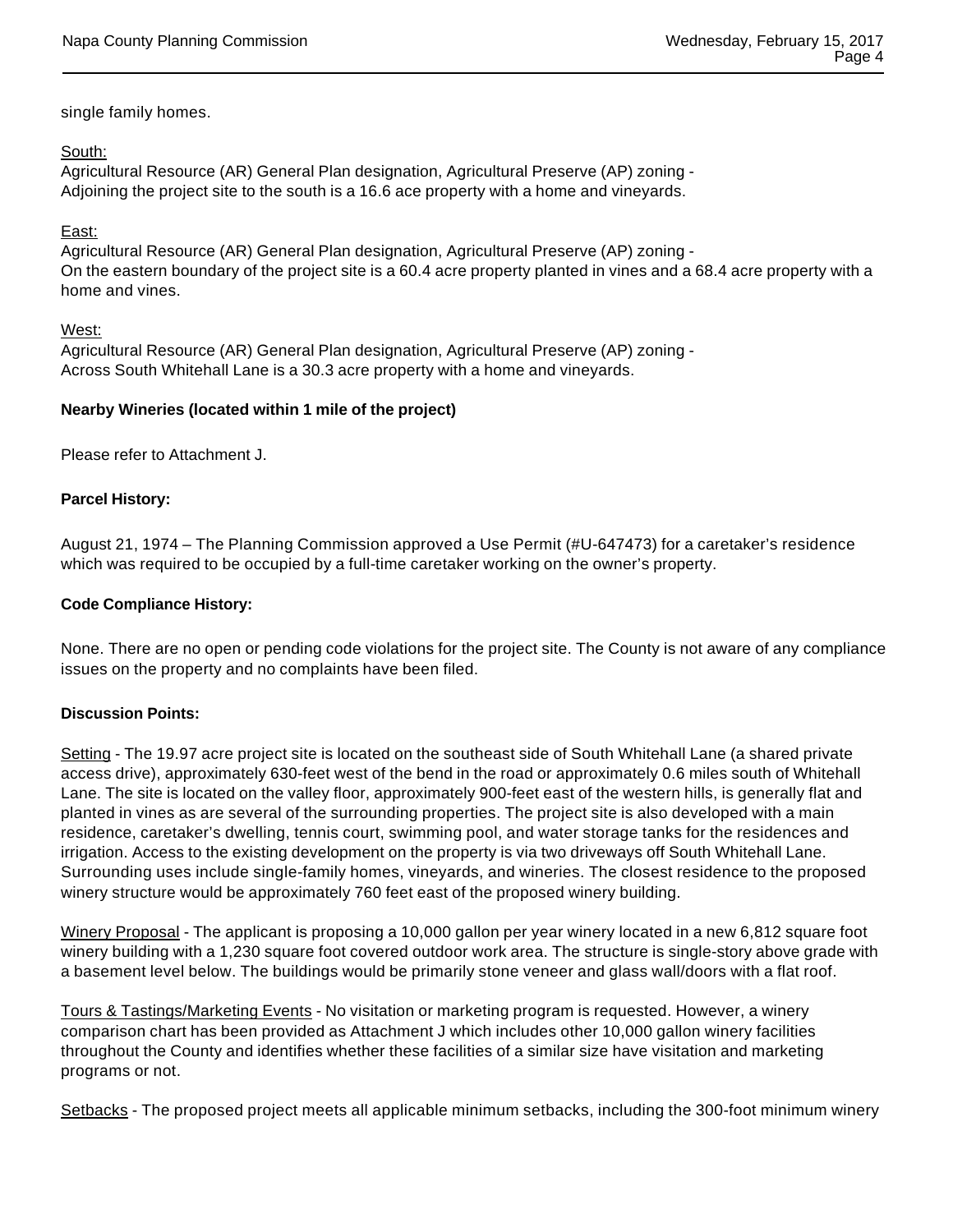single family homes.

South:
Agricultural Resource (AR) General Plan designation, Agricultural Preserve (AP) zoning -
Adjoining the project site to the south is a 16.6 ace property with a home and vineyards.

East:
Agricultural Resource (AR) General Plan designation, Agricultural Preserve (AP) zoning -
On the eastern boundary of the project site is a 60.4 acre property planted in vines and a 68.4 acre property with a home and vines.

West:
Agricultural Resource (AR) General Plan designation, Agricultural Preserve (AP) zoning -
Across South Whitehall Lane is a 30.3 acre property with a home and vineyards.

**Nearby Wineries (located within 1 mile of the project)**

Please refer to Attachment J.

**Parcel History:**

August 21, 1974 – The Planning Commission approved a Use Permit (#U-647473) for a caretaker's residence which was required to be occupied by a full-time caretaker working on the owner's property.

**Code Compliance History:**

None. There are no open or pending code violations for the project site. The County is not aware of any compliance issues on the property and no complaints have been filed.

**Discussion Points:**

Setting - The 19.97 acre project site is located on the southeast side of South Whitehall Lane (a shared private access drive), approximately 630-feet west of the bend in the road or approximately 0.6 miles south of Whitehall Lane. The site is located on the valley floor, approximately 900-feet east of the western hills, is generally flat and planted in vines as are several of the surrounding properties. The project site is also developed with a main residence, caretaker's dwelling, tennis court, swimming pool, and water storage tanks for the residences and irrigation. Access to the existing development on the property is via two driveways off South Whitehall Lane. Surrounding uses include single-family homes, vineyards, and wineries. The closest residence to the proposed winery structure would be approximately 760 feet east of the proposed winery building.

Winery Proposal - The applicant is proposing a 10,000 gallon per year winery located in a new 6,812 square foot winery building with a 1,230 square foot covered outdoor work area. The structure is single-story above grade with a basement level below. The buildings would be primarily stone veneer and glass wall/doors with a flat roof.

Tours & Tastings/Marketing Events - No visitation or marketing program is requested. However, a winery comparison chart has been provided as Attachment J which includes other 10,000 gallon winery facilities throughout the County and identifies whether these facilities of a similar size have visitation and marketing programs or not.

Setbacks - The proposed project meets all applicable minimum setbacks, including the 300-foot minimum winery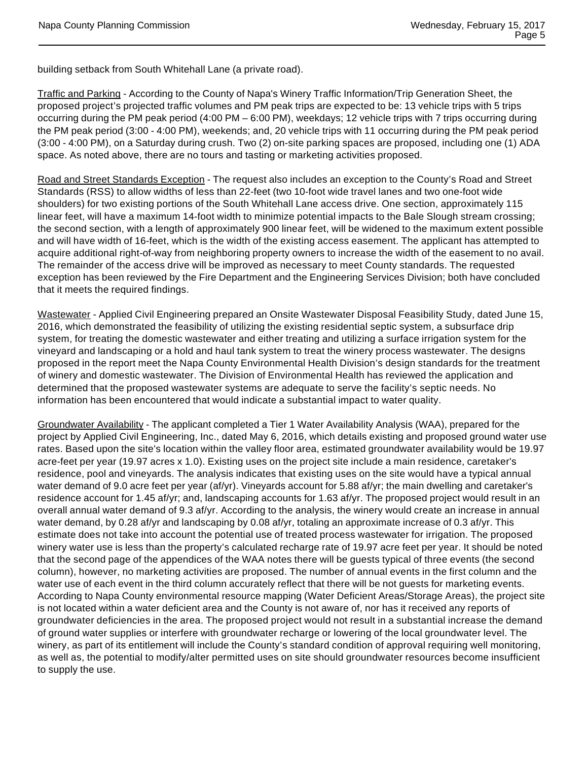building setback from South Whitehall Lane (a private road).

Traffic and Parking - According to the County of Napa's Winery Traffic Information/Trip Generation Sheet, the proposed project's projected traffic volumes and PM peak trips are expected to be: 13 vehicle trips with 5 trips occurring during the PM peak period (4:00 PM – 6:00 PM), weekdays; 12 vehicle trips with 7 trips occurring during the PM peak period (3:00 - 4:00 PM), weekends; and, 20 vehicle trips with 11 occurring during the PM peak period (3:00 - 4:00 PM), on a Saturday during crush. Two (2) on-site parking spaces are proposed, including one (1) ADA space. As noted above, there are no tours and tasting or marketing activities proposed.

Road and Street Standards Exception - The request also includes an exception to the County's Road and Street Standards (RSS) to allow widths of less than 22-feet (two 10-foot wide travel lanes and two one-foot wide shoulders) for two existing portions of the South Whitehall Lane access drive. One section, approximately 115 linear feet, will have a maximum 14-foot width to minimize potential impacts to the Bale Slough stream crossing; the second section, with a length of approximately 900 linear feet, will be widened to the maximum extent possible and will have width of 16-feet, which is the width of the existing access easement. The applicant has attempted to acquire additional right-of-way from neighboring property owners to increase the width of the easement to no avail. The remainder of the access drive will be improved as necessary to meet County standards. The requested exception has been reviewed by the Fire Department and the Engineering Services Division; both have concluded that it meets the required findings.

Wastewater - Applied Civil Engineering prepared an Onsite Wastewater Disposal Feasibility Study, dated June 15, 2016, which demonstrated the feasibility of utilizing the existing residential septic system, a subsurface drip system, for treating the domestic wastewater and either treating and utilizing a surface irrigation system for the vineyard and landscaping or a hold and haul tank system to treat the winery process wastewater. The designs proposed in the report meet the Napa County Environmental Health Division's design standards for the treatment of winery and domestic wastewater. The Division of Environmental Health has reviewed the application and determined that the proposed wastewater systems are adequate to serve the facility's septic needs. No information has been encountered that would indicate a substantial impact to water quality.

Groundwater Availability - The applicant completed a Tier 1 Water Availability Analysis (WAA), prepared for the project by Applied Civil Engineering, Inc., dated May 6, 2016, which details existing and proposed ground water use rates. Based upon the site's location within the valley floor area, estimated groundwater availability would be 19.97 acre-feet per year (19.97 acres x 1.0). Existing uses on the project site include a main residence, caretaker's residence, pool and vineyards. The analysis indicates that existing uses on the site would have a typical annual water demand of 9.0 acre feet per year (af/yr). Vineyards account for 5.88 af/yr; the main dwelling and caretaker's residence account for 1.45 af/yr; and, landscaping accounts for 1.63 af/yr. The proposed project would result in an overall annual water demand of 9.3 af/yr. According to the analysis, the winery would create an increase in annual water demand, by 0.28 af/yr and landscaping by 0.08 af/yr, totaling an approximate increase of 0.3 af/yr. This estimate does not take into account the potential use of treated process wastewater for irrigation. The proposed winery water use is less than the property's calculated recharge rate of 19.97 acre feet per year. It should be noted that the second page of the appendices of the WAA notes there will be guests typical of three events (the second column), however, no marketing activities are proposed. The number of annual events in the first column and the water use of each event in the third column accurately reflect that there will be not guests for marketing events. According to Napa County environmental resource mapping (Water Deficient Areas/Storage Areas), the project site is not located within a water deficient area and the County is not aware of, nor has it received any reports of groundwater deficiencies in the area. The proposed project would not result in a substantial increase the demand of ground water supplies or interfere with groundwater recharge or lowering of the local groundwater level. The winery, as part of its entitlement will include the County's standard condition of approval requiring well monitoring, as well as, the potential to modify/alter permitted uses on site should groundwater resources become insufficient to supply the use.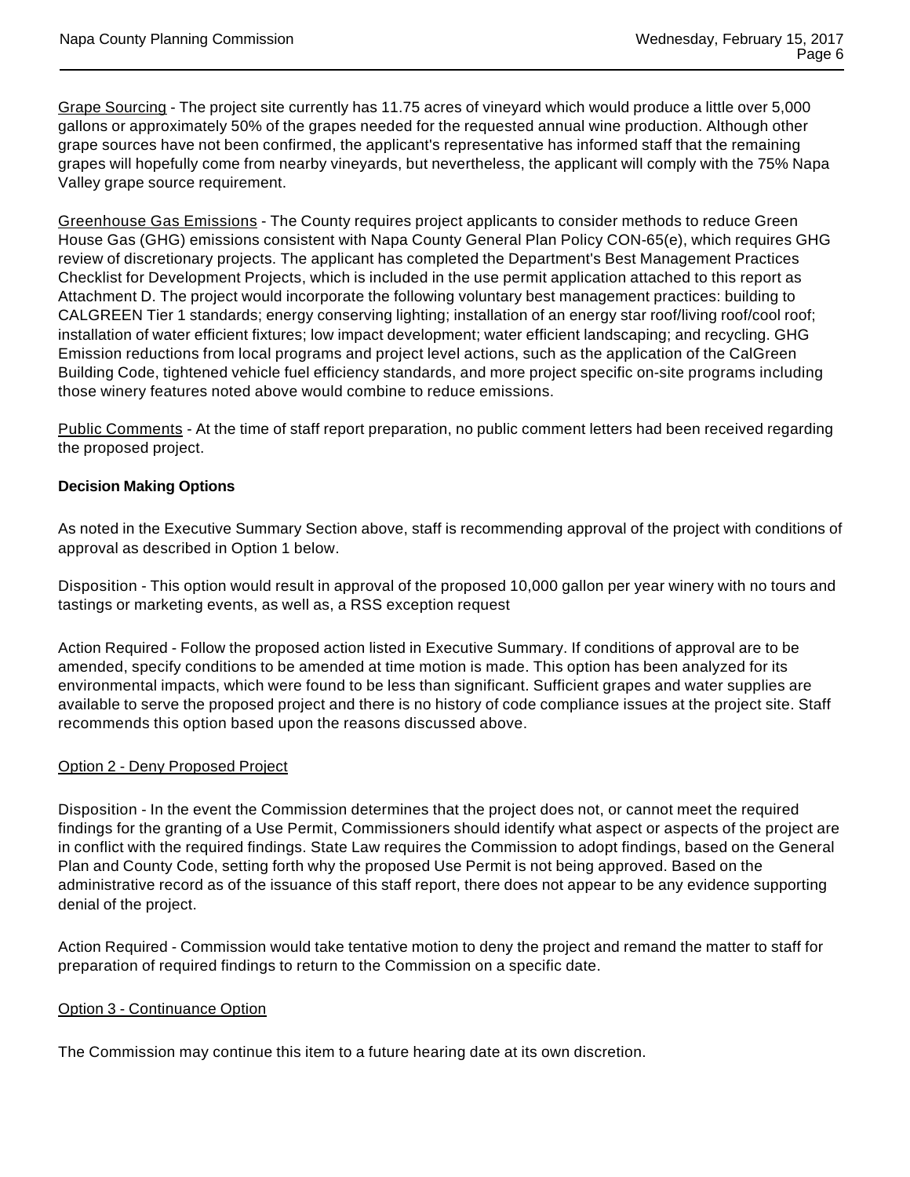Grape Sourcing - The project site currently has 11.75 acres of vineyard which would produce a little over 5,000 gallons or approximately 50% of the grapes needed for the requested annual wine production. Although other grape sources have not been confirmed, the applicant's representative has informed staff that the remaining grapes will hopefully come from nearby vineyards, but nevertheless, the applicant will comply with the 75% Napa Valley grape source requirement.

Greenhouse Gas Emissions - The County requires project applicants to consider methods to reduce Green House Gas (GHG) emissions consistent with Napa County General Plan Policy CON-65(e), which requires GHG review of discretionary projects. The applicant has completed the Department's Best Management Practices Checklist for Development Projects, which is included in the use permit application attached to this report as Attachment D. The project would incorporate the following voluntary best management practices: building to CALGREEN Tier 1 standards; energy conserving lighting; installation of an energy star roof/living roof/cool roof; installation of water efficient fixtures; low impact development; water efficient landscaping; and recycling. GHG Emission reductions from local programs and project level actions, such as the application of the CalGreen Building Code, tightened vehicle fuel efficiency standards, and more project specific on-site programs including those winery features noted above would combine to reduce emissions.

Public Comments - At the time of staff report preparation, no public comment letters had been received regarding the proposed project.

**Decision Making Options**

As noted in the Executive Summary Section above, staff is recommending approval of the project with conditions of approval as described in Option 1 below.

Disposition - This option would result in approval of the proposed 10,000 gallon per year winery with no tours and tastings or marketing events, as well as, a RSS exception request

Action Required - Follow the proposed action listed in Executive Summary. If conditions of approval are to be amended, specify conditions to be amended at time motion is made. This option has been analyzed for its environmental impacts, which were found to be less than significant. Sufficient grapes and water supplies are available to serve the proposed project and there is no history of code compliance issues at the project site. Staff recommends this option based upon the reasons discussed above.

Option 2 - Deny Proposed Project

Disposition - In the event the Commission determines that the project does not, or cannot meet the required findings for the granting of a Use Permit, Commissioners should identify what aspect or aspects of the project are in conflict with the required findings. State Law requires the Commission to adopt findings, based on the General Plan and County Code, setting forth why the proposed Use Permit is not being approved. Based on the administrative record as of the issuance of this staff report, there does not appear to be any evidence supporting denial of the project.

Action Required - Commission would take tentative motion to deny the project and remand the matter to staff for preparation of required findings to return to the Commission on a specific date.

Option 3 - Continuance Option

The Commission may continue this item to a future hearing date at its own discretion.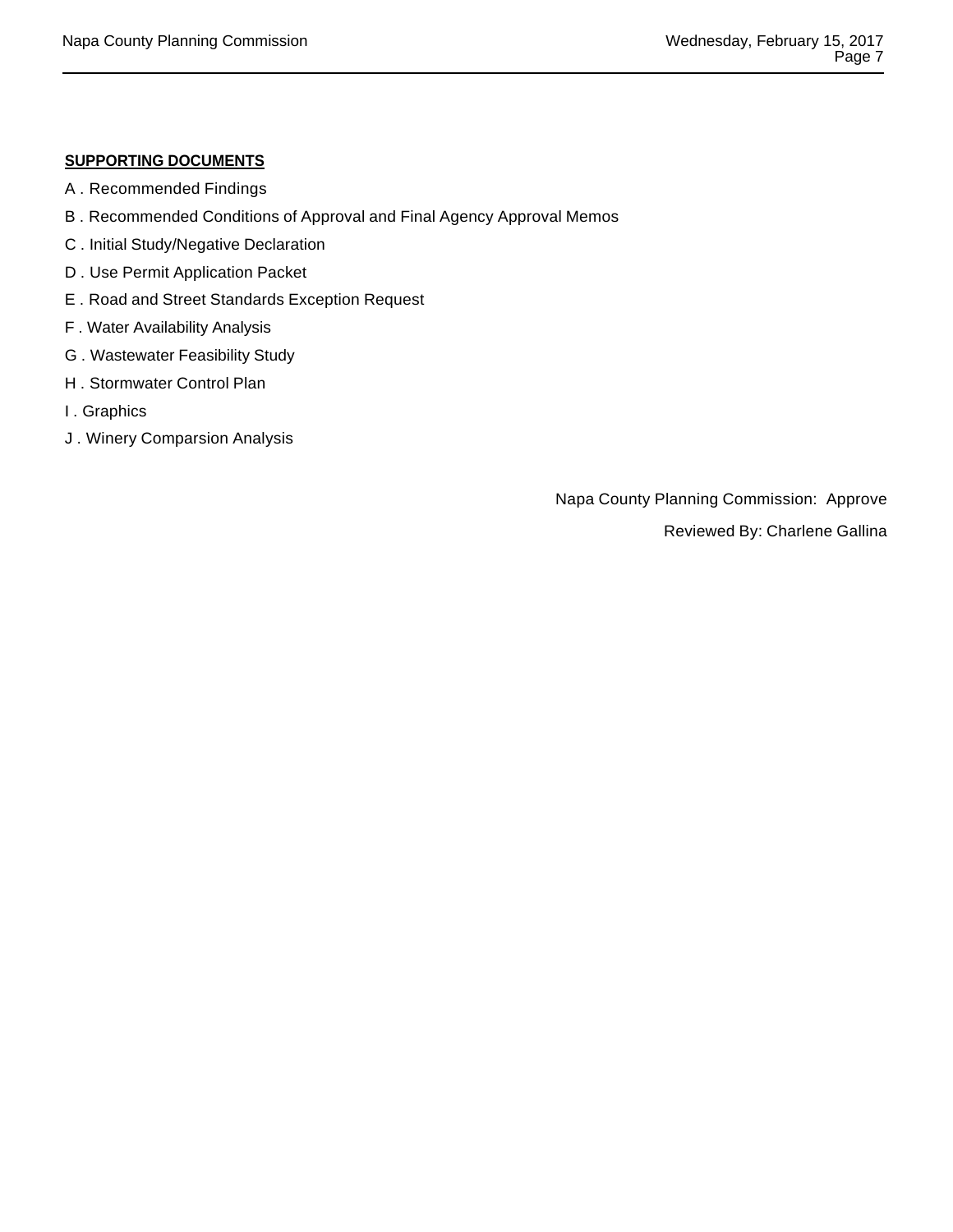**SUPPORTING DOCUMENTS**

A . Recommended Findings

B . Recommended Conditions of Approval and Final Agency Approval Memos

C . Initial Study/Negative Declaration

D . Use Permit Application Packet

E . Road and Street Standards Exception Request

F . Water Availability Analysis

G . Wastewater Feasibility Study

H . Stormwater Control Plan

I . Graphics

J . Winery Comparsion Analysis

Napa County Planning Commission: Approve

Reviewed By: Charlene Gallina